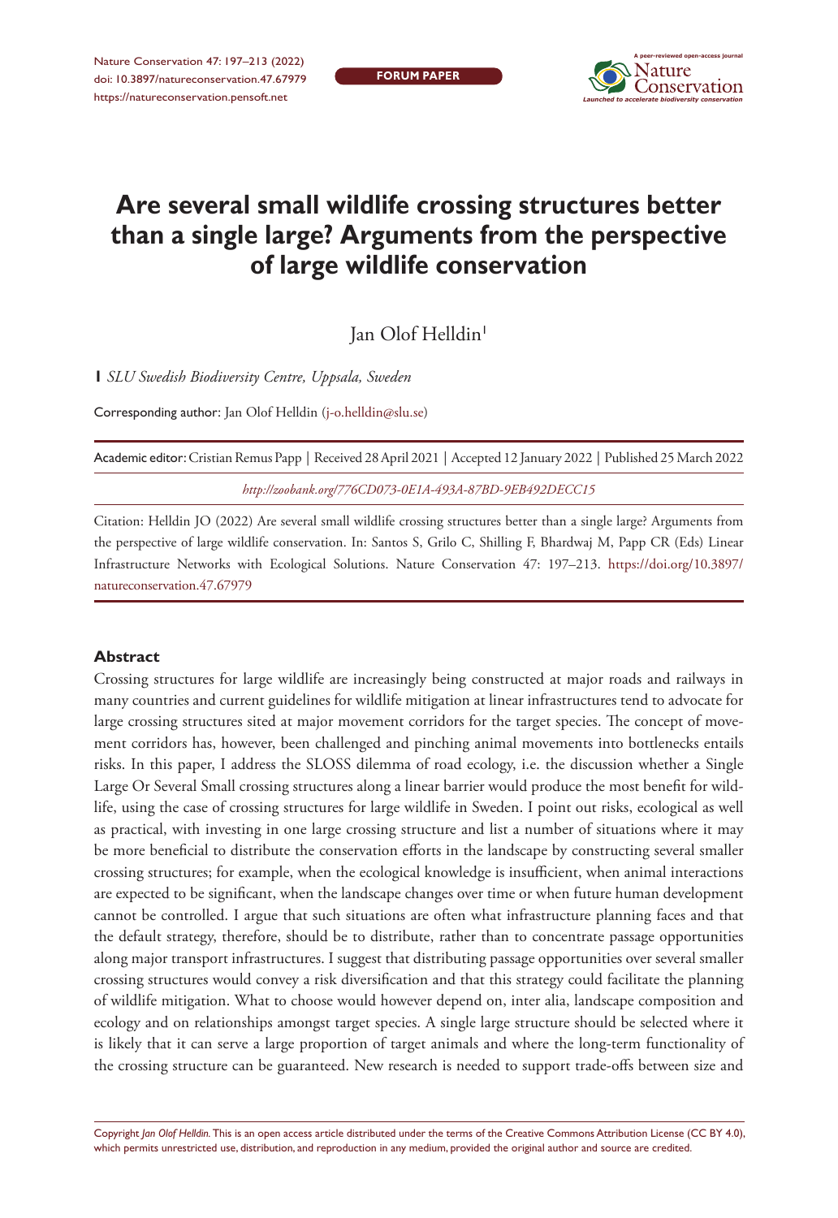FORUM PAPER

# Are several small wildlife crossing structures better than a single large? Arguments from the perspective of large wildlife conservation

Jan Olof Helldin[1]

**1** *SLU Swedish Biodiversity Centre, Uppsala, Sweden*

Corresponding author: Jan Olof Helldin (j-o.helldin@slu.se)

Academic editor: Cristian Remus Papp | Received 28 April 2021 | Accepted 12 January 2022 | Published 25 March 2022

*http://zoobank.org/776CD073-0E1A-493A-87BD-9EB492DECC15*

Citation: Helldin JO (2022) Are several small wildlife crossing structures better than a single large? Arguments from the perspective of large wildlife conservation. In: Santos S, Grilo C, Shilling F, Bhardwaj M, Papp CR (Eds) Linear Infrastructure Networks with Ecological Solutions. Nature Conservation 47: 197–213. https://doi.org/10.3897/natureconservation.47.67979

## Abstract

Crossing structures for large wildlife are increasingly being constructed at major roads and railways in many countries and current guidelines for wildlife mitigation at linear infrastructures tend to advocate for large crossing structures sited at major movement corridors for the target species. The concept of movement corridors has, however, been challenged and pinching animal movements into bottlenecks entails risks. In this paper, I address the SLOSS dilemma of road ecology, i.e. the discussion whether a Single Large Or Several Small crossing structures along a linear barrier would produce the most benefit for wildlife, using the case of crossing structures for large wildlife in Sweden. I point out risks, ecological as well as practical, with investing in one large crossing structure and list a number of situations where it may be more beneficial to distribute the conservation efforts in the landscape by constructing several smaller crossing structures; for example, when the ecological knowledge is insufficient, when animal interactions are expected to be significant, when the landscape changes over time or when future human development cannot be controlled. I argue that such situations are often what infrastructure planning faces and that the default strategy, therefore, should be to distribute, rather than to concentrate passage opportunities along major transport infrastructures. I suggest that distributing passage opportunities over several smaller crossing structures would convey a risk diversification and that this strategy could facilitate the planning of wildlife mitigation. What to choose would however depend on, inter alia, landscape composition and ecology and on relationships amongst target species. A single large structure should be selected where it is likely that it can serve a large proportion of target animals and where the long-term functionality of the crossing structure can be guaranteed. New research is needed to support trade-offs between size and

Copyright *Jan Olof Helldin.* This is an open access article distributed under the terms of the Creative Commons Attribution License (CC BY 4.0), which permits unrestricted use, distribution, and reproduction in any medium, provided the original author and source are credited.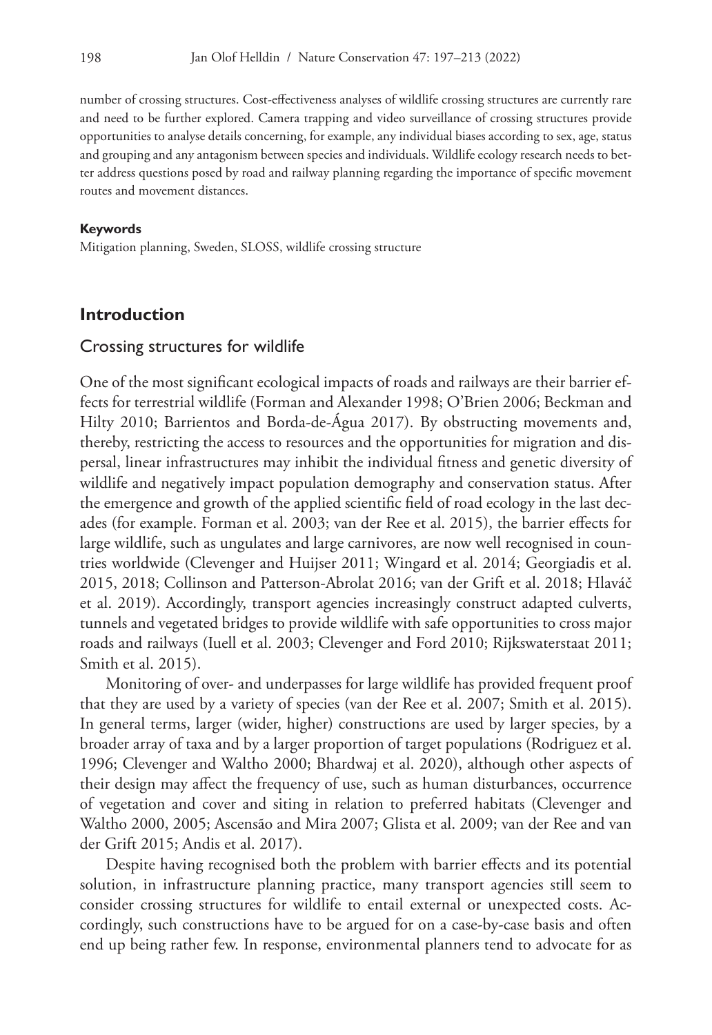number of crossing structures. Cost-effectiveness analyses of wildlife crossing structures are currently rare and need to be further explored. Camera trapping and video surveillance of crossing structures provide opportunities to analyse details concerning, for example, any individual biases according to sex, age, status and grouping and any antagonism between species and individuals. Wildlife ecology research needs to better address questions posed by road and railway planning regarding the importance of specific movement routes and movement distances.

#### Keywords

Mitigation planning, Sweden, SLOSS, wildlife crossing structure

## Introduction

### Crossing structures for wildlife

One of the most significant ecological impacts of roads and railways are their barrier effects for terrestrial wildlife (Forman and Alexander 1998; O'Brien 2006; Beckman and Hilty 2010; Barrientos and Borda-de-Água 2017). By obstructing movements and, thereby, restricting the access to resources and the opportunities for migration and dispersal, linear infrastructures may inhibit the individual fitness and genetic diversity of wildlife and negatively impact population demography and conservation status. After the emergence and growth of the applied scientific field of road ecology in the last decades (for example. Forman et al. 2003; van der Ree et al. 2015), the barrier effects for large wildlife, such as ungulates and large carnivores, are now well recognised in countries worldwide (Clevenger and Huijser 2011; Wingard et al. 2014; Georgiadis et al. 2015, 2018; Collinson and Patterson-Abrolat 2016; van der Grift et al. 2018; Hlaváč et al. 2019). Accordingly, transport agencies increasingly construct adapted culverts, tunnels and vegetated bridges to provide wildlife with safe opportunities to cross major roads and railways (Iuell et al. 2003; Clevenger and Ford 2010; Rijkswaterstaat 2011; Smith et al. 2015).

Monitoring of over- and underpasses for large wildlife has provided frequent proof that they are used by a variety of species (van der Ree et al. 2007; Smith et al. 2015). In general terms, larger (wider, higher) constructions are used by larger species, by a broader array of taxa and by a larger proportion of target populations (Rodriguez et al. 1996; Clevenger and Waltho 2000; Bhardwaj et al. 2020), although other aspects of their design may affect the frequency of use, such as human disturbances, occurrence of vegetation and cover and siting in relation to preferred habitats (Clevenger and Waltho 2000, 2005; Ascensão and Mira 2007; Glista et al. 2009; van der Ree and van der Grift 2015; Andis et al. 2017).

Despite having recognised both the problem with barrier effects and its potential solution, in infrastructure planning practice, many transport agencies still seem to consider crossing structures for wildlife to entail external or unexpected costs. Accordingly, such constructions have to be argued for on a case-by-case basis and often end up being rather few. In response, environmental planners tend to advocate for as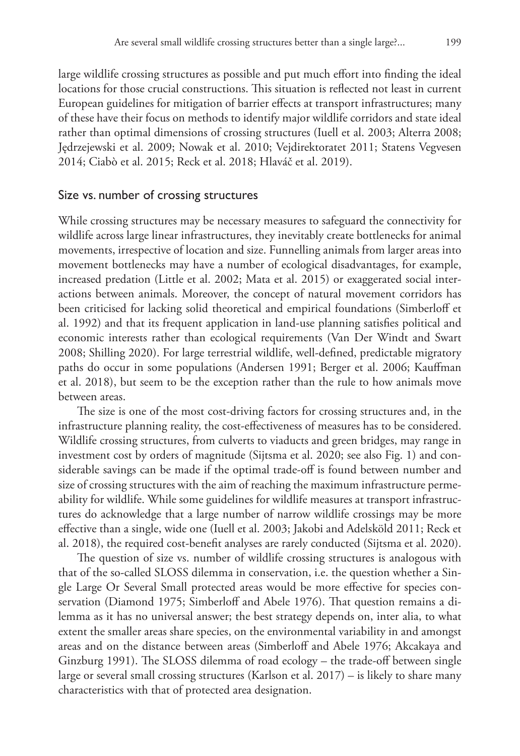large wildlife crossing structures as possible and put much effort into finding the ideal locations for those crucial constructions. This situation is reflected not least in current European guidelines for mitigation of barrier effects at transport infrastructures; many of these have their focus on methods to identify major wildlife corridors and state ideal rather than optimal dimensions of crossing structures (Iuell et al. 2003; Alterra 2008; Jędrzejewski et al. 2009; Nowak et al. 2010; Vejdirektoratet 2011; Statens Vegvesen 2014; Ciabò et al. 2015; Reck et al. 2018; Hlaváč et al. 2019).

## Size vs. number of crossing structures

While crossing structures may be necessary measures to safeguard the connectivity for wildlife across large linear infrastructures, they inevitably create bottlenecks for animal movements, irrespective of location and size. Funnelling animals from larger areas into movement bottlenecks may have a number of ecological disadvantages, for example, increased predation (Little et al. 2002; Mata et al. 2015) or exaggerated social interactions between animals. Moreover, the concept of natural movement corridors has been criticised for lacking solid theoretical and empirical foundations (Simberloff et al. 1992) and that its frequent application in land-use planning satisfies political and economic interests rather than ecological requirements (Van Der Windt and Swart 2008; Shilling 2020). For large terrestrial wildlife, well-defined, predictable migratory paths do occur in some populations (Andersen 1991; Berger et al. 2006; Kauffman et al. 2018), but seem to be the exception rather than the rule to how animals move between areas.

The size is one of the most cost-driving factors for crossing structures and, in the infrastructure planning reality, the cost-effectiveness of measures has to be considered. Wildlife crossing structures, from culverts to viaducts and green bridges, may range in investment cost by orders of magnitude (Sijtsma et al. 2020; see also Fig. 1) and considerable savings can be made if the optimal trade-off is found between number and size of crossing structures with the aim of reaching the maximum infrastructure permeability for wildlife. While some guidelines for wildlife measures at transport infrastructures do acknowledge that a large number of narrow wildlife crossings may be more effective than a single, wide one (Iuell et al. 2003; Jakobi and Adelsköld 2011; Reck et al. 2018), the required cost-benefit analyses are rarely conducted (Sijtsma et al. 2020).

The question of size vs. number of wildlife crossing structures is analogous with that of the so-called SLOSS dilemma in conservation, i.e. the question whether a Single Large Or Several Small protected areas would be more effective for species conservation (Diamond 1975; Simberloff and Abele 1976). That question remains a dilemma as it has no universal answer; the best strategy depends on, inter alia, to what extent the smaller areas share species, on the environmental variability in and amongst areas and on the distance between areas (Simberloff and Abele 1976; Akcakaya and Ginzburg 1991). The SLOSS dilemma of road ecology – the trade-off between single large or several small crossing structures (Karlson et al. 2017) – is likely to share many characteristics with that of protected area designation.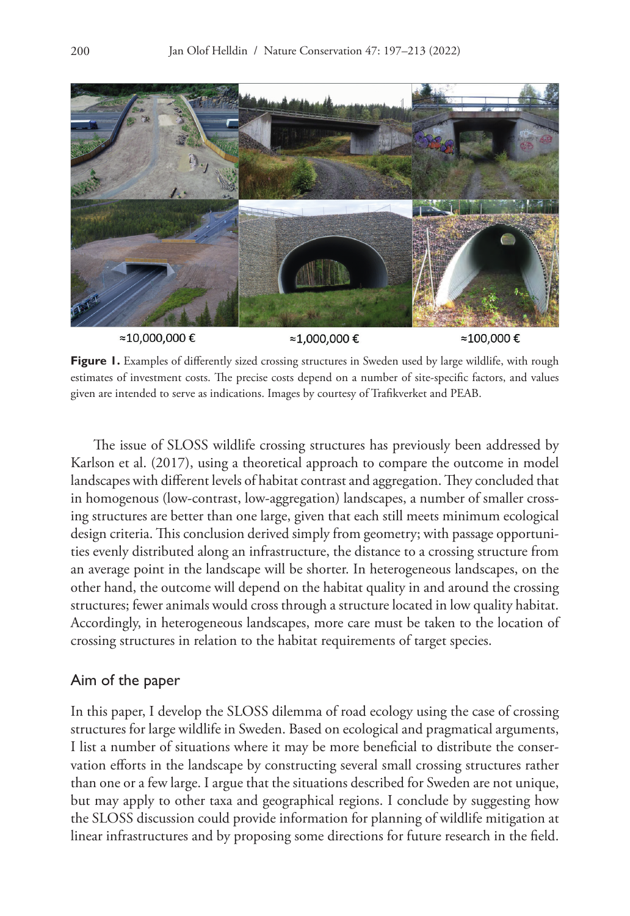≈10,000,000 € ≈1,000,000 € ≈100,000 €

**Figure 1.** Examples of differently sized crossing structures in Sweden used by large wildlife, with rough estimates of investment costs. The precise costs depend on a number of site-specific factors, and values given are intended to serve as indications. Images by courtesy of Trafikverket and PEAB.

The issue of SLOSS wildlife crossing structures has previously been addressed by Karlson et al. (2017), using a theoretical approach to compare the outcome in model landscapes with different levels of habitat contrast and aggregation. They concluded that in homogenous (low-contrast, low-aggregation) landscapes, a number of smaller crossing structures are better than one large, given that each still meets minimum ecological design criteria. This conclusion derived simply from geometry; with passage opportunities evenly distributed along an infrastructure, the distance to a crossing structure from an average point in the landscape will be shorter. In heterogeneous landscapes, on the other hand, the outcome will depend on the habitat quality in and around the crossing structures; fewer animals would cross through a structure located in low quality habitat. Accordingly, in heterogeneous landscapes, more care must be taken to the location of crossing structures in relation to the habitat requirements of target species.

## Aim of the paper

In this paper, I develop the SLOSS dilemma of road ecology using the case of crossing structures for large wildlife in Sweden. Based on ecological and pragmatical arguments, I list a number of situations where it may be more beneficial to distribute the conservation efforts in the landscape by constructing several small crossing structures rather than one or a few large. I argue that the situations described for Sweden are not unique, but may apply to other taxa and geographical regions. I conclude by suggesting how the SLOSS discussion could provide information for planning of wildlife mitigation at linear infrastructures and by proposing some directions for future research in the field.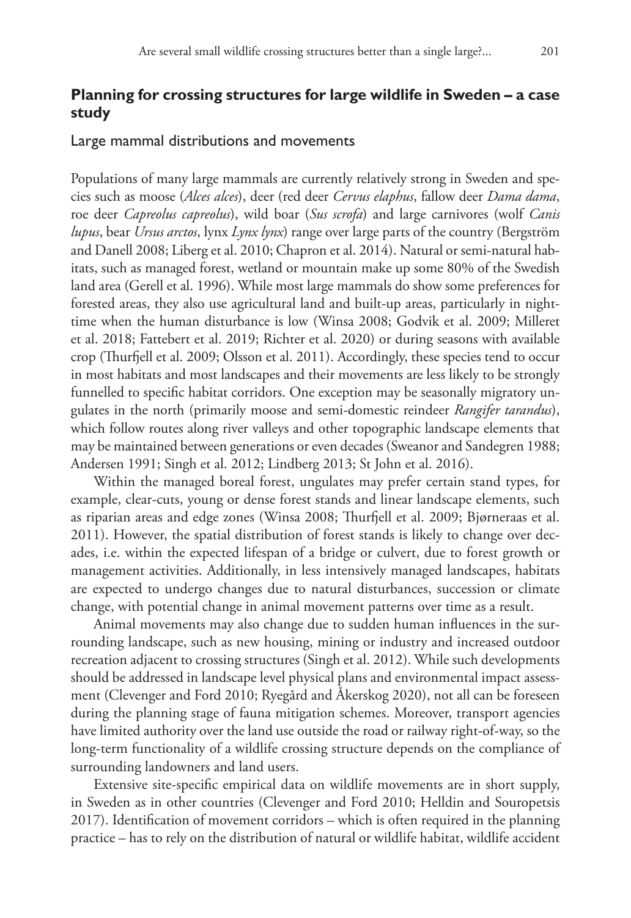## Planning for crossing structures for large wildlife in Sweden – a case study

### Large mammal distributions and movements

Populations of many large mammals are currently relatively strong in Sweden and species such as moose (*Alces alces*), deer (red deer *Cervus elaphus*, fallow deer *Dama dama*, roe deer *Capreolus capreolus*), wild boar (*Sus scrofa*) and large carnivores (wolf *Canis lupus*, bear *Ursus arctos*, lynx *Lynx lynx*) range over large parts of the country (Bergström and Danell 2008; Liberg et al. 2010; Chapron et al. 2014). Natural or semi-natural habitats, such as managed forest, wetland or mountain make up some 80% of the Swedish land area (Gerell et al. 1996). While most large mammals do show some preferences for forested areas, they also use agricultural land and built-up areas, particularly in nighttime when the human disturbance is low (Winsa 2008; Godvik et al. 2009; Milleret et al. 2018; Fattebert et al. 2019; Richter et al. 2020) or during seasons with available crop (Thurfjell et al. 2009; Olsson et al. 2011). Accordingly, these species tend to occur in most habitats and most landscapes and their movements are less likely to be strongly funnelled to specific habitat corridors. One exception may be seasonally migratory ungulates in the north (primarily moose and semi-domestic reindeer *Rangifer tarandus*), which follow routes along river valleys and other topographic landscape elements that may be maintained between generations or even decades (Sweanor and Sandegren 1988; Andersen 1991; Singh et al. 2012; Lindberg 2013; St John et al. 2016).

Within the managed boreal forest, ungulates may prefer certain stand types, for example, clear-cuts, young or dense forest stands and linear landscape elements, such as riparian areas and edge zones (Winsa 2008; Thurfjell et al. 2009; Bjørneraas et al. 2011). However, the spatial distribution of forest stands is likely to change over decades, i.e. within the expected lifespan of a bridge or culvert, due to forest growth or management activities. Additionally, in less intensively managed landscapes, habitats are expected to undergo changes due to natural disturbances, succession or climate change, with potential change in animal movement patterns over time as a result.

Animal movements may also change due to sudden human influences in the surrounding landscape, such as new housing, mining or industry and increased outdoor recreation adjacent to crossing structures (Singh et al. 2012). While such developments should be addressed in landscape level physical plans and environmental impact assessment (Clevenger and Ford 2010; Ryegård and Åkerskog 2020), not all can be foreseen during the planning stage of fauna mitigation schemes. Moreover, transport agencies have limited authority over the land use outside the road or railway right-of-way, so the long-term functionality of a wildlife crossing structure depends on the compliance of surrounding landowners and land users.

Extensive site-specific empirical data on wildlife movements are in short supply, in Sweden as in other countries (Clevenger and Ford 2010; Helldin and Souropetsis 2017). Identification of movement corridors – which is often required in the planning practice – has to rely on the distribution of natural or wildlife habitat, wildlife accident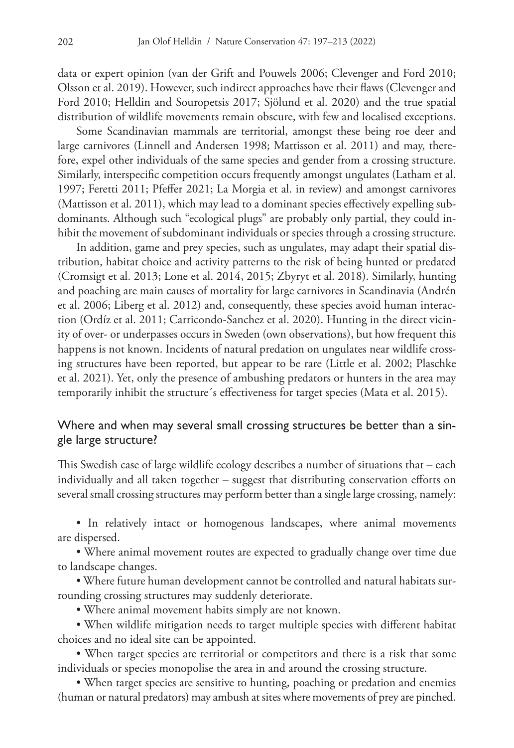data or expert opinion (van der Grift and Pouwels 2006; Clevenger and Ford 2010; Olsson et al. 2019). However, such indirect approaches have their flaws (Clevenger and Ford 2010; Helldin and Souropetsis 2017; Sjölund et al. 2020) and the true spatial distribution of wildlife movements remain obscure, with few and localised exceptions.

Some Scandinavian mammals are territorial, amongst these being roe deer and large carnivores (Linnell and Andersen 1998; Mattisson et al. 2011) and may, therefore, expel other individuals of the same species and gender from a crossing structure. Similarly, interspecific competition occurs frequently amongst ungulates (Latham et al. 1997; Feretti 2011; Pfeffer 2021; La Morgia et al. in review) and amongst carnivores (Mattisson et al. 2011), which may lead to a dominant species effectively expelling subdominants. Although such "ecological plugs" are probably only partial, they could inhibit the movement of subdominant individuals or species through a crossing structure.

In addition, game and prey species, such as ungulates, may adapt their spatial distribution, habitat choice and activity patterns to the risk of being hunted or predated (Cromsigt et al. 2013; Lone et al. 2014, 2015; Zbyryt et al. 2018). Similarly, hunting and poaching are main causes of mortality for large carnivores in Scandinavia (Andrén et al. 2006; Liberg et al. 2012) and, consequently, these species avoid human interaction (Ordíz et al. 2011; Carricondo-Sanchez et al. 2020). Hunting in the direct vicinity of over- or underpasses occurs in Sweden (own observations), but how frequent this happens is not known. Incidents of natural predation on ungulates near wildlife crossing structures have been reported, but appear to be rare (Little et al. 2002; Plaschke et al. 2021). Yet, only the presence of ambushing predators or hunters in the area may temporarily inhibit the structure´s effectiveness for target species (Mata et al. 2015).

## Where and when may several small crossing structures be better than a single large structure?

This Swedish case of large wildlife ecology describes a number of situations that – each individually and all taken together – suggest that distributing conservation efforts on several small crossing structures may perform better than a single large crossing, namely:

- In relatively intact or homogenous landscapes, where animal movements are dispersed.
- Where animal movement routes are expected to gradually change over time due to landscape changes.
- Where future human development cannot be controlled and natural habitats surrounding crossing structures may suddenly deteriorate.
- Where animal movement habits simply are not known.
- When wildlife mitigation needs to target multiple species with different habitat choices and no ideal site can be appointed.
- When target species are territorial or competitors and there is a risk that some individuals or species monopolise the area in and around the crossing structure.
- When target species are sensitive to hunting, poaching or predation and enemies (human or natural predators) may ambush at sites where movements of prey are pinched.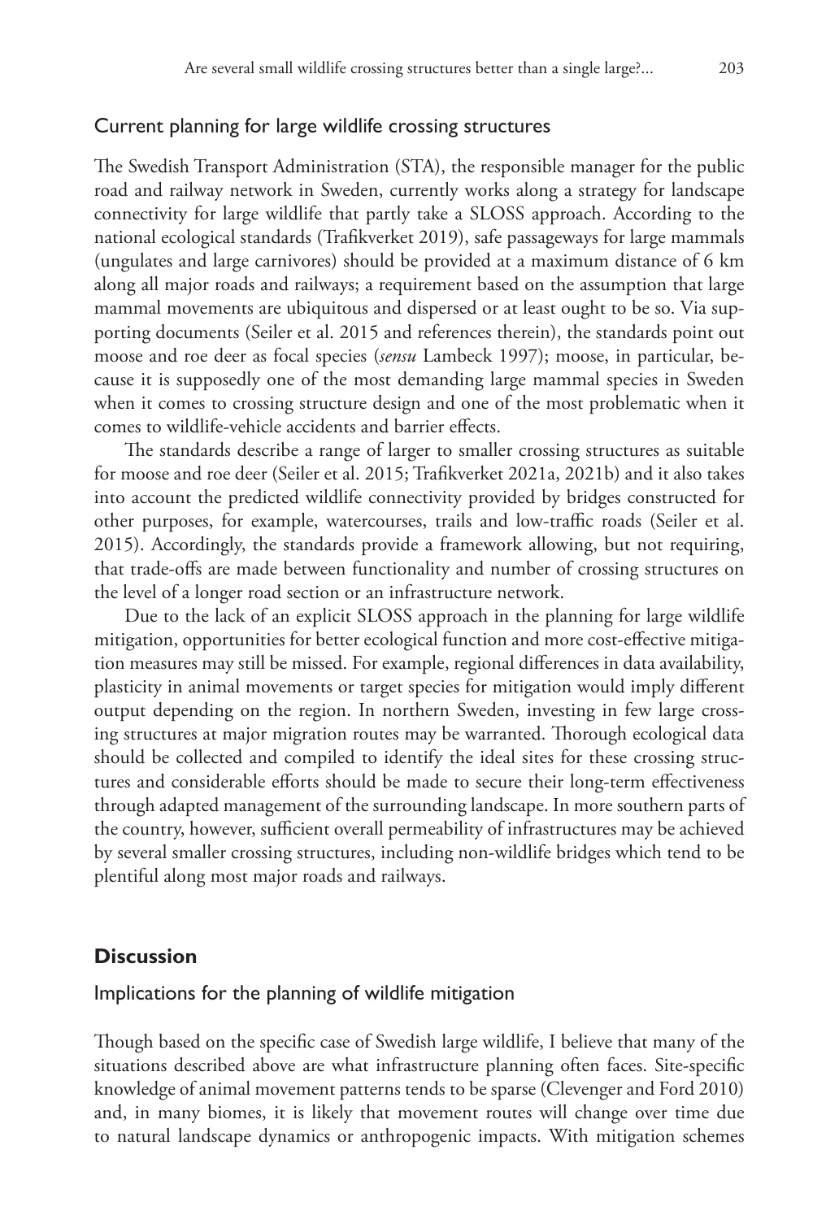### Current planning for large wildlife crossing structures

The Swedish Transport Administration (STA), the responsible manager for the public road and railway network in Sweden, currently works along a strategy for landscape connectivity for large wildlife that partly take a SLOSS approach. According to the national ecological standards (Trafikverket 2019), safe passageways for large mammals (ungulates and large carnivores) should be provided at a maximum distance of 6 km along all major roads and railways; a requirement based on the assumption that large mammal movements are ubiquitous and dispersed or at least ought to be so. Via supporting documents (Seiler et al. 2015 and references therein), the standards point out moose and roe deer as focal species (*sensu* Lambeck 1997); moose, in particular, because it is supposedly one of the most demanding large mammal species in Sweden when it comes to crossing structure design and one of the most problematic when it comes to wildlife-vehicle accidents and barrier effects.

The standards describe a range of larger to smaller crossing structures as suitable for moose and roe deer (Seiler et al. 2015; Trafikverket 2021a, 2021b) and it also takes into account the predicted wildlife connectivity provided by bridges constructed for other purposes, for example, watercourses, trails and low-traffic roads (Seiler et al. 2015). Accordingly, the standards provide a framework allowing, but not requiring, that trade-offs are made between functionality and number of crossing structures on the level of a longer road section or an infrastructure network.

Due to the lack of an explicit SLOSS approach in the planning for large wildlife mitigation, opportunities for better ecological function and more cost-effective mitigation measures may still be missed. For example, regional differences in data availability, plasticity in animal movements or target species for mitigation would imply different output depending on the region. In northern Sweden, investing in few large crossing structures at major migration routes may be warranted. Thorough ecological data should be collected and compiled to identify the ideal sites for these crossing structures and considerable efforts should be made to secure their long-term effectiveness through adapted management of the surrounding landscape. In more southern parts of the country, however, sufficient overall permeability of infrastructures may be achieved by several smaller crossing structures, including non-wildlife bridges which tend to be plentiful along most major roads and railways.

## Discussion

### Implications for the planning of wildlife mitigation

Though based on the specific case of Swedish large wildlife, I believe that many of the situations described above are what infrastructure planning often faces. Site-specific knowledge of animal movement patterns tends to be sparse (Clevenger and Ford 2010) and, in many biomes, it is likely that movement routes will change over time due to natural landscape dynamics or anthropogenic impacts. With mitigation schemes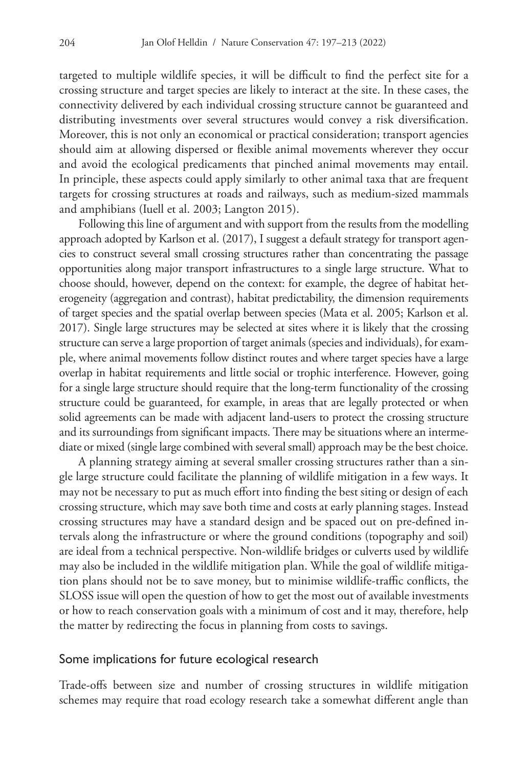targeted to multiple wildlife species, it will be difficult to find the perfect site for a crossing structure and target species are likely to interact at the site. In these cases, the connectivity delivered by each individual crossing structure cannot be guaranteed and distributing investments over several structures would convey a risk diversification. Moreover, this is not only an economical or practical consideration; transport agencies should aim at allowing dispersed or flexible animal movements wherever they occur and avoid the ecological predicaments that pinched animal movements may entail. In principle, these aspects could apply similarly to other animal taxa that are frequent targets for crossing structures at roads and railways, such as medium-sized mammals and amphibians (Iuell et al. 2003; Langton 2015).

Following this line of argument and with support from the results from the modelling approach adopted by Karlson et al. (2017), I suggest a default strategy for transport agencies to construct several small crossing structures rather than concentrating the passage opportunities along major transport infrastructures to a single large structure. What to choose should, however, depend on the context: for example, the degree of habitat heterogeneity (aggregation and contrast), habitat predictability, the dimension requirements of target species and the spatial overlap between species (Mata et al. 2005; Karlson et al. 2017). Single large structures may be selected at sites where it is likely that the crossing structure can serve a large proportion of target animals (species and individuals), for example, where animal movements follow distinct routes and where target species have a large overlap in habitat requirements and little social or trophic interference. However, going for a single large structure should require that the long-term functionality of the crossing structure could be guaranteed, for example, in areas that are legally protected or when solid agreements can be made with adjacent land-users to protect the crossing structure and its surroundings from significant impacts. There may be situations where an intermediate or mixed (single large combined with several small) approach may be the best choice.

A planning strategy aiming at several smaller crossing structures rather than a single large structure could facilitate the planning of wildlife mitigation in a few ways. It may not be necessary to put as much effort into finding the best siting or design of each crossing structure, which may save both time and costs at early planning stages. Instead crossing structures may have a standard design and be spaced out on pre-defined intervals along the infrastructure or where the ground conditions (topography and soil) are ideal from a technical perspective. Non-wildlife bridges or culverts used by wildlife may also be included in the wildlife mitigation plan. While the goal of wildlife mitigation plans should not be to save money, but to minimise wildlife-traffic conflicts, the SLOSS issue will open the question of how to get the most out of available investments or how to reach conservation goals with a minimum of cost and it may, therefore, help the matter by redirecting the focus in planning from costs to savings.

## Some implications for future ecological research

Trade-offs between size and number of crossing structures in wildlife mitigation schemes may require that road ecology research take a somewhat different angle than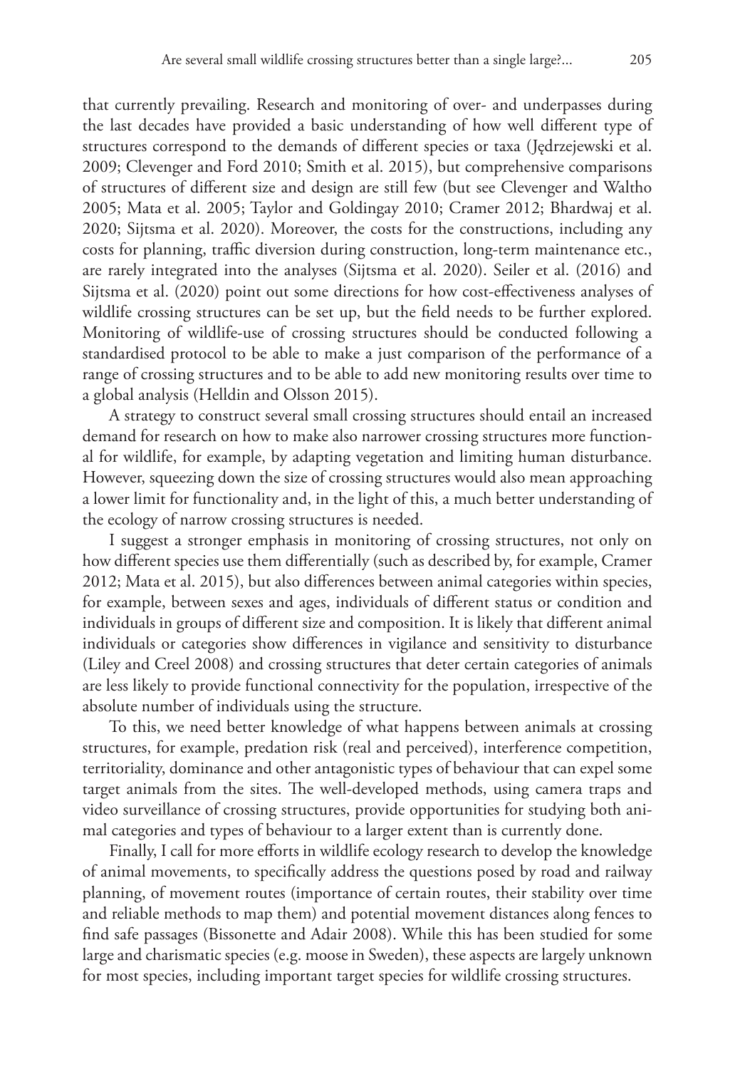that currently prevailing. Research and monitoring of over- and underpasses during the last decades have provided a basic understanding of how well different type of structures correspond to the demands of different species or taxa (Jędrzejewski et al. 2009; Clevenger and Ford 2010; Smith et al. 2015), but comprehensive comparisons of structures of different size and design are still few (but see Clevenger and Waltho 2005; Mata et al. 2005; Taylor and Goldingay 2010; Cramer 2012; Bhardwaj et al. 2020; Sijtsma et al. 2020). Moreover, the costs for the constructions, including any costs for planning, traffic diversion during construction, long-term maintenance etc., are rarely integrated into the analyses (Sijtsma et al. 2020). Seiler et al. (2016) and Sijtsma et al. (2020) point out some directions for how cost-effectiveness analyses of wildlife crossing structures can be set up, but the field needs to be further explored. Monitoring of wildlife-use of crossing structures should be conducted following a standardised protocol to be able to make a just comparison of the performance of a range of crossing structures and to be able to add new monitoring results over time to a global analysis (Helldin and Olsson 2015).

A strategy to construct several small crossing structures should entail an increased demand for research on how to make also narrower crossing structures more functional for wildlife, for example, by adapting vegetation and limiting human disturbance. However, squeezing down the size of crossing structures would also mean approaching a lower limit for functionality and, in the light of this, a much better understanding of the ecology of narrow crossing structures is needed.

I suggest a stronger emphasis in monitoring of crossing structures, not only on how different species use them differentially (such as described by, for example, Cramer 2012; Mata et al. 2015), but also differences between animal categories within species, for example, between sexes and ages, individuals of different status or condition and individuals in groups of different size and composition. It is likely that different animal individuals or categories show differences in vigilance and sensitivity to disturbance (Liley and Creel 2008) and crossing structures that deter certain categories of animals are less likely to provide functional connectivity for the population, irrespective of the absolute number of individuals using the structure.

To this, we need better knowledge of what happens between animals at crossing structures, for example, predation risk (real and perceived), interference competition, territoriality, dominance and other antagonistic types of behaviour that can expel some target animals from the sites. The well-developed methods, using camera traps and video surveillance of crossing structures, provide opportunities for studying both animal categories and types of behaviour to a larger extent than is currently done.

Finally, I call for more efforts in wildlife ecology research to develop the knowledge of animal movements, to specifically address the questions posed by road and railway planning, of movement routes (importance of certain routes, their stability over time and reliable methods to map them) and potential movement distances along fences to find safe passages (Bissonette and Adair 2008). While this has been studied for some large and charismatic species (e.g. moose in Sweden), these aspects are largely unknown for most species, including important target species for wildlife crossing structures.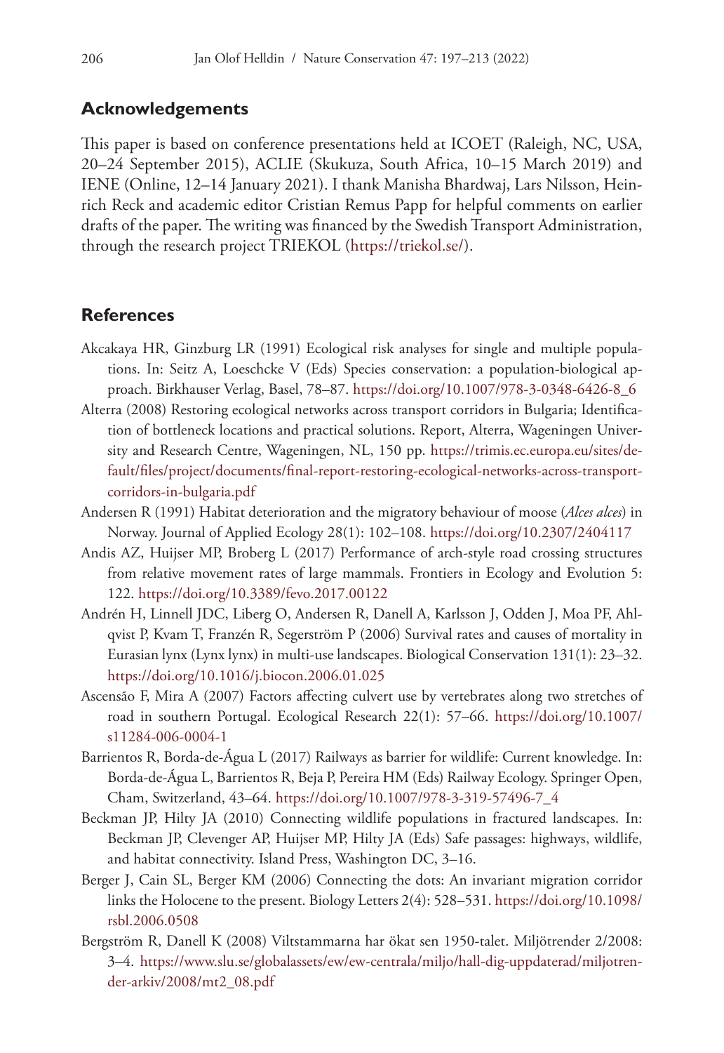## Acknowledgements

This paper is based on conference presentations held at ICOET (Raleigh, NC, USA, 20–24 September 2015), ACLIE (Skukuza, South Africa, 10–15 March 2019) and IENE (Online, 12–14 January 2021). I thank Manisha Bhardwaj, Lars Nilsson, Heinrich Reck and academic editor Cristian Remus Papp for helpful comments on earlier drafts of the paper. The writing was financed by the Swedish Transport Administration, through the research project TRIEKOL (https://triekol.se/).

## References

Akcakaya HR, Ginzburg LR (1991) Ecological risk analyses for single and multiple populations. In: Seitz A, Loeschcke V (Eds) Species conservation: a population-biological approach. Birkhauser Verlag, Basel, 78–87. https://doi.org/10.1007/978-3-0348-6426-8_6

Alterra (2008) Restoring ecological networks across transport corridors in Bulgaria; Identification of bottleneck locations and practical solutions. Report, Alterra, Wageningen University and Research Centre, Wageningen, NL, 150 pp. https://trimis.ec.europa.eu/sites/default/files/project/documents/final-report-restoring-ecological-networks-across-transport-corridors-in-bulgaria.pdf

Andersen R (1991) Habitat deterioration and the migratory behaviour of moose (*Alces alces*) in Norway. Journal of Applied Ecology 28(1): 102–108. https://doi.org/10.2307/2404117

Andis AZ, Huijser MP, Broberg L (2017) Performance of arch-style road crossing structures from relative movement rates of large mammals. Frontiers in Ecology and Evolution 5: 122. https://doi.org/10.3389/fevo.2017.00122

Andrén H, Linnell JDC, Liberg O, Andersen R, Danell A, Karlsson J, Odden J, Moa PF, Ahlqvist P, Kvam T, Franzén R, Segerström P (2006) Survival rates and causes of mortality in Eurasian lynx (Lynx lynx) in multi-use landscapes. Biological Conservation 131(1): 23–32. https://doi.org/10.1016/j.biocon.2006.01.025

Ascensão F, Mira A (2007) Factors affecting culvert use by vertebrates along two stretches of road in southern Portugal. Ecological Research 22(1): 57–66. https://doi.org/10.1007/s11284-006-0004-1

Barrientos R, Borda-de-Água L (2017) Railways as barrier for wildlife: Current knowledge. In: Borda-de-Água L, Barrientos R, Beja P, Pereira HM (Eds) Railway Ecology. Springer Open, Cham, Switzerland, 43–64. https://doi.org/10.1007/978-3-319-57496-7_4

Beckman JP, Hilty JA (2010) Connecting wildlife populations in fractured landscapes. In: Beckman JP, Clevenger AP, Huijser MP, Hilty JA (Eds) Safe passages: highways, wildlife, and habitat connectivity. Island Press, Washington DC, 3–16.

Berger J, Cain SL, Berger KM (2006) Connecting the dots: An invariant migration corridor links the Holocene to the present. Biology Letters 2(4): 528–531. https://doi.org/10.1098/rsbl.2006.0508

Bergström R, Danell K (2008) Viltstammarna har ökat sen 1950-talet. Miljötrender 2/2008: 3–4. https://www.slu.se/globalassets/ew/ew-centrala/miljo/hall-dig-uppdaterad/miljotrender-arkiv/2008/mt2_08.pdf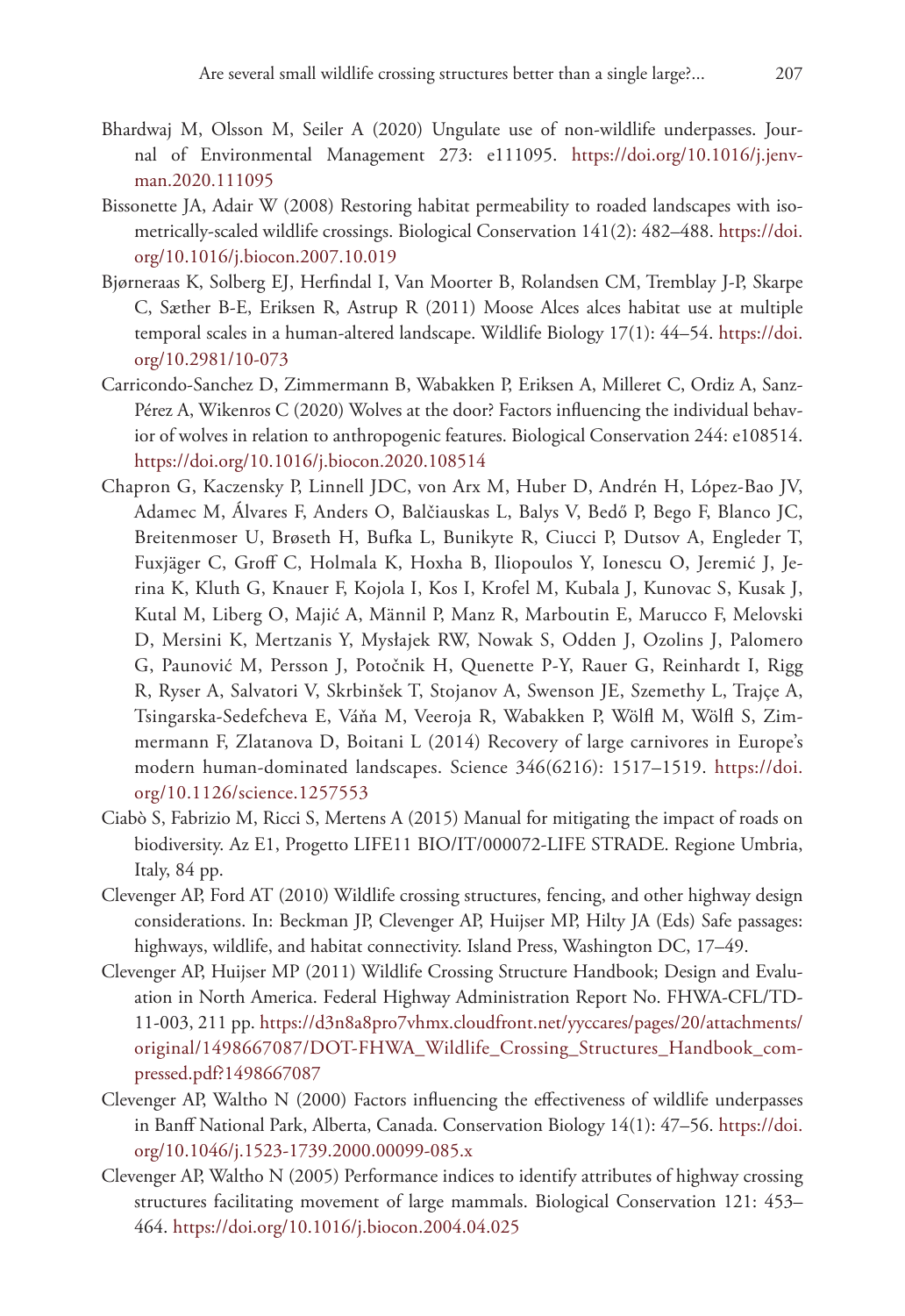Bhardwaj M, Olsson M, Seiler A (2020) Ungulate use of non-wildlife underpasses. Journal of Environmental Management 273: e111095. https://doi.org/10.1016/j.jenvman.2020.111095

Bissonette JA, Adair W (2008) Restoring habitat permeability to roaded landscapes with isometrically-scaled wildlife crossings. Biological Conservation 141(2): 482–488. https://doi.org/10.1016/j.biocon.2007.10.019

Bjørneraas K, Solberg EJ, Herfindal I, Van Moorter B, Rolandsen CM, Tremblay J-P, Skarpe C, Sæther B-E, Eriksen R, Astrup R (2011) Moose Alces alces habitat use at multiple temporal scales in a human-altered landscape. Wildlife Biology 17(1): 44–54. https://doi.org/10.2981/10-073

Carricondo-Sanchez D, Zimmermann B, Wabakken P, Eriksen A, Milleret C, Ordiz A, Sanz-Pérez A, Wikenros C (2020) Wolves at the door? Factors influencing the individual behavior of wolves in relation to anthropogenic features. Biological Conservation 244: e108514. https://doi.org/10.1016/j.biocon.2020.108514

Chapron G, Kaczensky P, Linnell JDC, von Arx M, Huber D, Andrén H, López-Bao JV, Adamec M, Álvares F, Anders O, Balčiauskas L, Balys V, Bedő P, Bego F, Blanco JC, Breitenmoser U, Brøseth H, Bufka L, Bunikyte R, Ciucci P, Dutsov A, Engleder T, Fuxjäger C, Groff C, Holmala K, Hoxha B, Iliopoulos Y, Ionescu O, Jeremić J, Jerina K, Kluth G, Knauer F, Kojola I, Kos I, Krofel M, Kubala J, Kunovac S, Kusak J, Kutal M, Liberg O, Majić A, Männil P, Manz R, Marboutin E, Marucco F, Melovski D, Mersini K, Mertzanis Y, Mysłajek RW, Nowak S, Odden J, Ozolins J, Palomero G, Paunović M, Persson J, Potočnik H, Quenette P-Y, Rauer G, Reinhardt I, Rigg R, Ryser A, Salvatori V, Skrbinšek T, Stojanov A, Swenson JE, Szemethy L, Trajçe A, Tsingarska-Sedefcheva E, Váňa M, Veeroja R, Wabakken P, Wölfl M, Wölfl S, Zimmermann F, Zlatanova D, Boitani L (2014) Recovery of large carnivores in Europe's modern human-dominated landscapes. Science 346(6216): 1517–1519. https://doi.org/10.1126/science.1257553

Ciabò S, Fabrizio M, Ricci S, Mertens A (2015) Manual for mitigating the impact of roads on biodiversity. Az E1, Progetto LIFE11 BIO/IT/000072-LIFE STRADE. Regione Umbria, Italy, 84 pp.

Clevenger AP, Ford AT (2010) Wildlife crossing structures, fencing, and other highway design considerations. In: Beckman JP, Clevenger AP, Huijser MP, Hilty JA (Eds) Safe passages: highways, wildlife, and habitat connectivity. Island Press, Washington DC, 17–49.

Clevenger AP, Huijser MP (2011) Wildlife Crossing Structure Handbook; Design and Evaluation in North America. Federal Highway Administration Report No. FHWA-CFL/TD-11-003, 211 pp. https://d3n8a8pro7vhmx.cloudfront.net/yyccares/pages/20/attachments/original/1498667087/DOT-FHWA_Wildlife_Crossing_Structures_Handbook_compressed.pdf?1498667087

Clevenger AP, Waltho N (2000) Factors influencing the effectiveness of wildlife underpasses in Banff National Park, Alberta, Canada. Conservation Biology 14(1): 47–56. https://doi.org/10.1046/j.1523-1739.2000.00099-085.x

Clevenger AP, Waltho N (2005) Performance indices to identify attributes of highway crossing structures facilitating movement of large mammals. Biological Conservation 121: 453–464. https://doi.org/10.1016/j.biocon.2004.04.025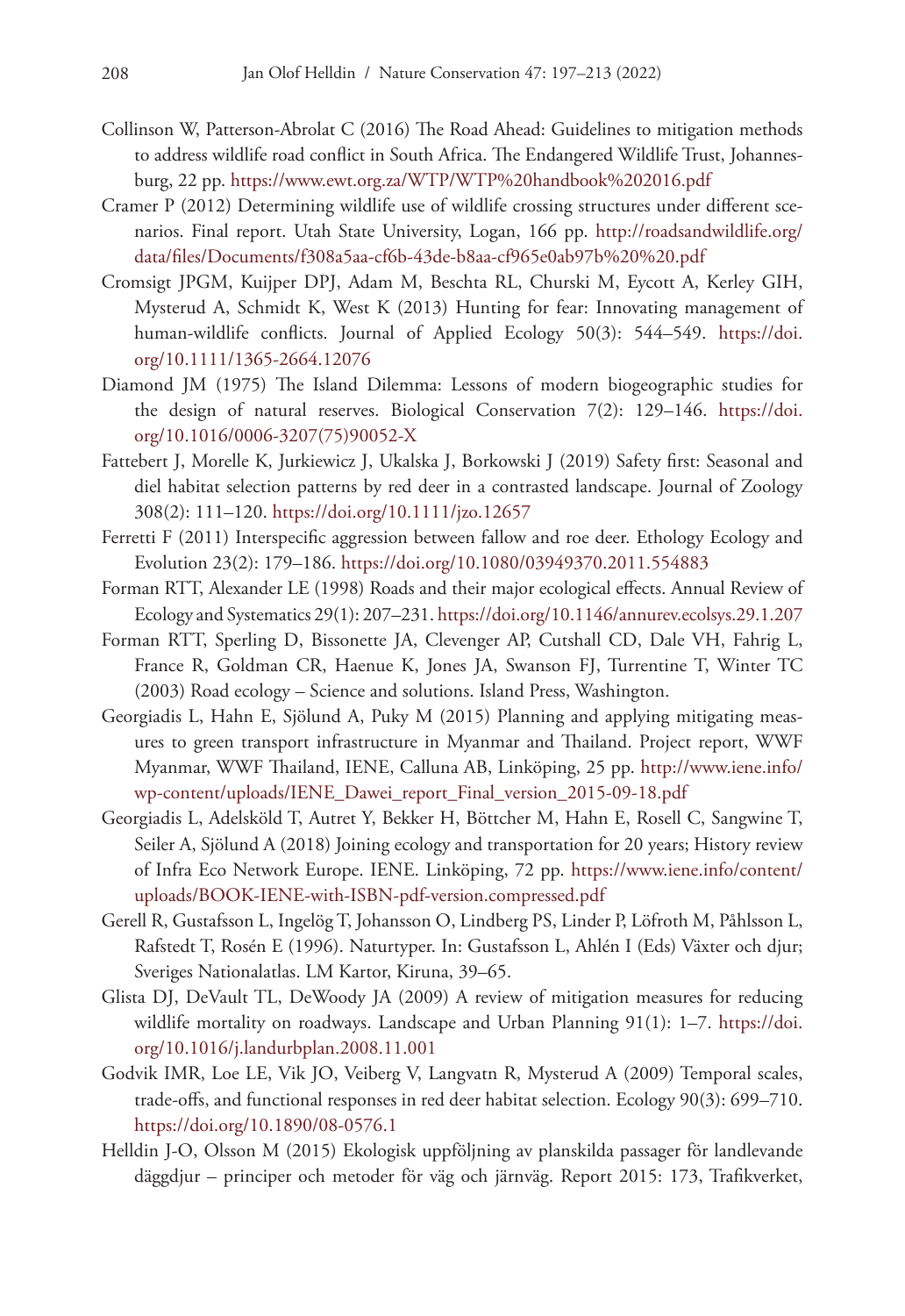Collinson W, Patterson-Abrolat C (2016) The Road Ahead: Guidelines to mitigation methods to address wildlife road conflict in South Africa. The Endangered Wildlife Trust, Johannesburg, 22 pp. https://www.ewt.org.za/WTP/WTP%20handbook%202016.pdf

Cramer P (2012) Determining wildlife use of wildlife crossing structures under different scenarios. Final report. Utah State University, Logan, 166 pp. http://roadsandwildlife.org/data/files/Documents/f308a5aa-cf6b-43de-b8aa-cf965e0ab97b%20%20.pdf

Cromsigt JPGM, Kuijper DPJ, Adam M, Beschta RL, Churski M, Eycott A, Kerley GIH, Mysterud A, Schmidt K, West K (2013) Hunting for fear: Innovating management of human-wildlife conflicts. Journal of Applied Ecology 50(3): 544–549. https://doi.org/10.1111/1365-2664.12076

Diamond JM (1975) The Island Dilemma: Lessons of modern biogeographic studies for the design of natural reserves. Biological Conservation 7(2): 129–146. https://doi.org/10.1016/0006-3207(75)90052-X

Fattebert J, Morelle K, Jurkiewicz J, Ukalska J, Borkowski J (2019) Safety first: Seasonal and diel habitat selection patterns by red deer in a contrasted landscape. Journal of Zoology 308(2): 111–120. https://doi.org/10.1111/jzo.12657

Ferretti F (2011) Interspecific aggression between fallow and roe deer. Ethology Ecology and Evolution 23(2): 179–186. https://doi.org/10.1080/03949370.2011.554883

Forman RTT, Alexander LE (1998) Roads and their major ecological effects. Annual Review of Ecology and Systematics 29(1): 207–231. https://doi.org/10.1146/annurev.ecolsys.29.1.207

Forman RTT, Sperling D, Bissonette JA, Clevenger AP, Cutshall CD, Dale VH, Fahrig L, France R, Goldman CR, Haenue K, Jones JA, Swanson FJ, Turrentine T, Winter TC (2003) Road ecology – Science and solutions. Island Press, Washington.

Georgiadis L, Hahn E, Sjölund A, Puky M (2015) Planning and applying mitigating measures to green transport infrastructure in Myanmar and Thailand. Project report, WWF Myanmar, WWF Thailand, IENE, Calluna AB, Linköping, 25 pp. http://www.iene.info/wp-content/uploads/IENE_Dawei_report_Final_version_2015-09-18.pdf

Georgiadis L, Adelsköld T, Autret Y, Bekker H, Böttcher M, Hahn E, Rosell C, Sangwine T, Seiler A, Sjölund A (2018) Joining ecology and transportation for 20 years; History review of Infra Eco Network Europe. IENE. Linköping, 72 pp. https://www.iene.info/content/uploads/BOOK-IENE-with-ISBN-pdf-version.compressed.pdf

Gerell R, Gustafsson L, Ingelög T, Johansson O, Lindberg PS, Linder P, Löfroth M, Påhlsson L, Rafstedt T, Rosén E (1996). Naturtyper. In: Gustafsson L, Ahlén I (Eds) Växter och djur; Sveriges Nationalatlas. LM Kartor, Kiruna, 39–65.

Glista DJ, DeVault TL, DeWoody JA (2009) A review of mitigation measures for reducing wildlife mortality on roadways. Landscape and Urban Planning 91(1): 1–7. https://doi.org/10.1016/j.landurbplan.2008.11.001

Godvik IMR, Loe LE, Vik JO, Veiberg V, Langvatn R, Mysterud A (2009) Temporal scales, trade-offs, and functional responses in red deer habitat selection. Ecology 90(3): 699–710. https://doi.org/10.1890/08-0576.1

Helldin J-O, Olsson M (2015) Ekologisk uppföljning av planskilda passager för landlevande däggdjur – principer och metoder för väg och järnväg. Report 2015: 173, Trafikverket,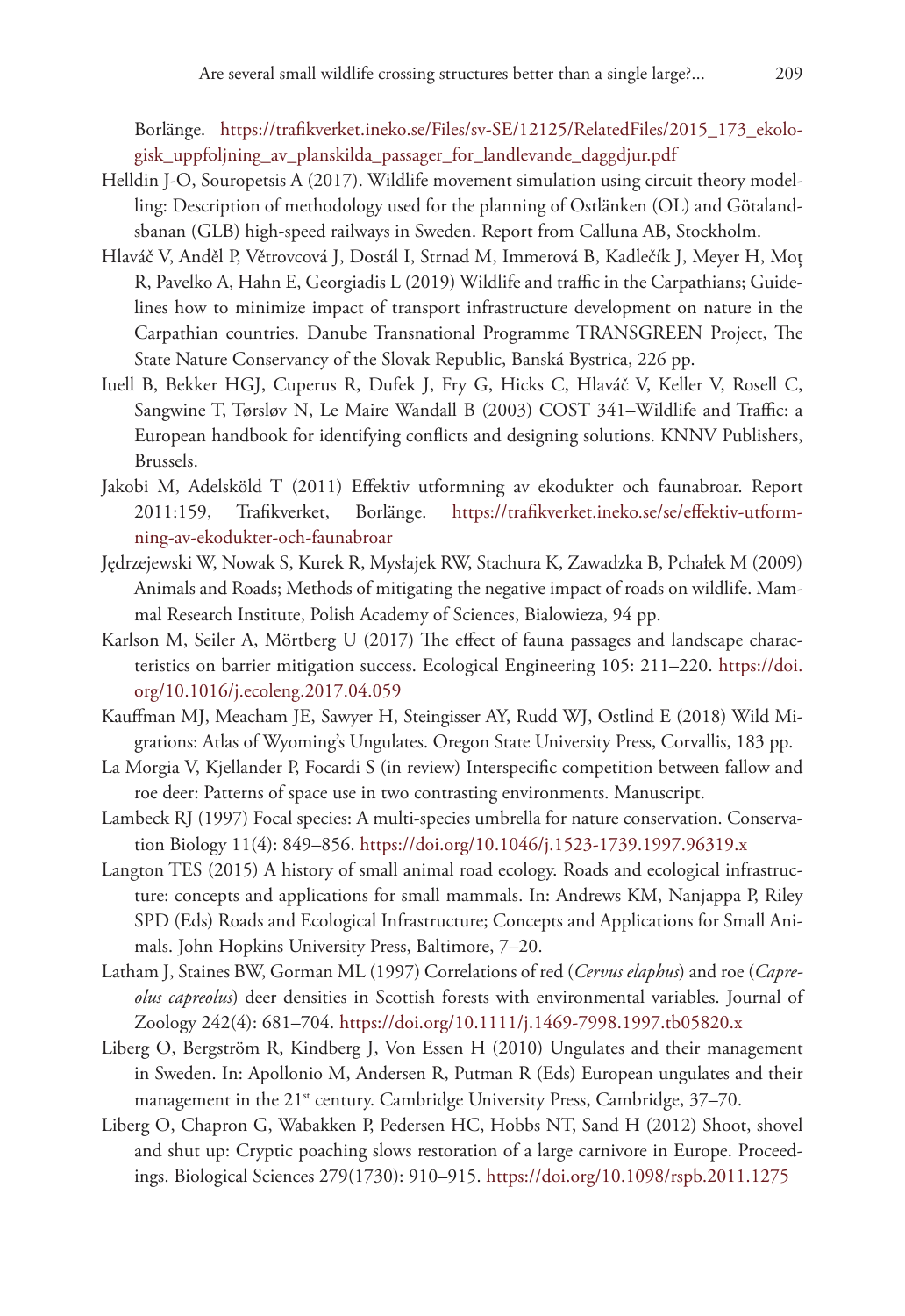Borlänge. https://trafikverket.ineko.se/Files/sv-SE/12125/RelatedFiles/2015_173_ekologisk_uppfoljning_av_planskilda_passager_for_landlevande_daggdjur.pdf

Helldin J-O, Souropetsis A (2017). Wildlife movement simulation using circuit theory modelling: Description of methodology used for the planning of Ostlänken (OL) and Götalandsbanan (GLB) high-speed railways in Sweden. Report from Calluna AB, Stockholm.

Hlaváč V, Anděl P, Větrovcová J, Dostál I, Strnad M, Immerová B, Kadlečík J, Meyer H, Moţ R, Pavelko A, Hahn E, Georgiadis L (2019) Wildlife and traffic in the Carpathians; Guidelines how to minimize impact of transport infrastructure development on nature in the Carpathian countries. Danube Transnational Programme TRANSGREEN Project, The State Nature Conservancy of the Slovak Republic, Banská Bystrica, 226 pp.

Iuell B, Bekker HGJ, Cuperus R, Dufek J, Fry G, Hicks C, Hlaváč V, Keller V, Rosell C, Sangwine T, Tørsløv N, Le Maire Wandall B (2003) COST 341–Wildlife and Traffic: a European handbook for identifying conflicts and designing solutions. KNNV Publishers, Brussels.

Jakobi M, Adelsköld T (2011) Effektiv utformning av ekodukter och faunabroar. Report 2011:159, Trafikverket, Borlänge. https://trafikverket.ineko.se/se/effektiv-utformning-av-ekodukter-och-faunabroar

Jędrzejewski W, Nowak S, Kurek R, Mysłajek RW, Stachura K, Zawadzka B, Pchałek M (2009) Animals and Roads; Methods of mitigating the negative impact of roads on wildlife. Mammal Research Institute, Polish Academy of Sciences, Bialowieza, 94 pp.

Karlson M, Seiler A, Mörtberg U (2017) The effect of fauna passages and landscape characteristics on barrier mitigation success. Ecological Engineering 105: 211–220. https://doi.org/10.1016/j.ecoleng.2017.04.059

Kauffman MJ, Meacham JE, Sawyer H, Steingisser AY, Rudd WJ, Ostlind E (2018) Wild Migrations: Atlas of Wyoming's Ungulates. Oregon State University Press, Corvallis, 183 pp.

La Morgia V, Kjellander P, Focardi S (in review) Interspecific competition between fallow and roe deer: Patterns of space use in two contrasting environments. Manuscript.

Lambeck RJ (1997) Focal species: A multi-species umbrella for nature conservation. Conservation Biology 11(4): 849–856. https://doi.org/10.1046/j.1523-1739.1997.96319.x

Langton TES (2015) A history of small animal road ecology. Roads and ecological infrastructure: concepts and applications for small mammals. In: Andrews KM, Nanjappa P, Riley SPD (Eds) Roads and Ecological Infrastructure; Concepts and Applications for Small Animals. John Hopkins University Press, Baltimore, 7–20.

Latham J, Staines BW, Gorman ML (1997) Correlations of red (*Cervus elaphus*) and roe (*Capreolus capreolus*) deer densities in Scottish forests with environmental variables. Journal of Zoology 242(4): 681–704. https://doi.org/10.1111/j.1469-7998.1997.tb05820.x

Liberg O, Bergström R, Kindberg J, Von Essen H (2010) Ungulates and their management in Sweden. In: Apollonio M, Andersen R, Putman R (Eds) European ungulates and their management in the 21st century. Cambridge University Press, Cambridge, 37–70.

Liberg O, Chapron G, Wabakken P, Pedersen HC, Hobbs NT, Sand H (2012) Shoot, shovel and shut up: Cryptic poaching slows restoration of a large carnivore in Europe. Proceedings. Biological Sciences 279(1730): 910–915. https://doi.org/10.1098/rspb.2011.1275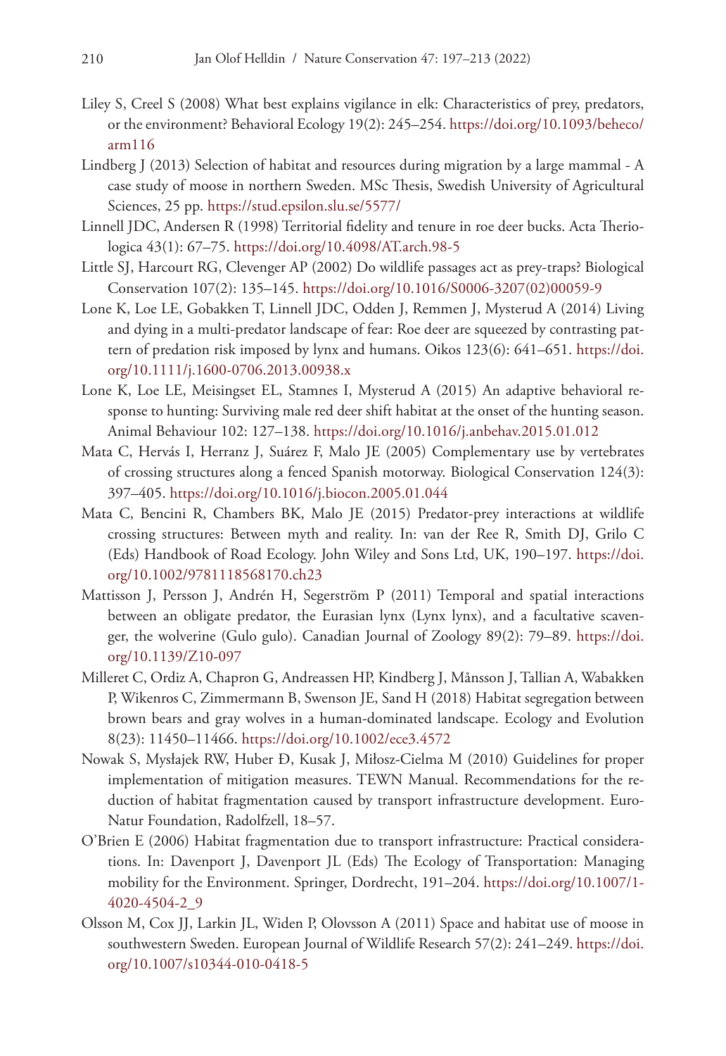Liley S, Creel S (2008) What best explains vigilance in elk: Characteristics of prey, predators, or the environment? Behavioral Ecology 19(2): 245–254. https://doi.org/10.1093/beheco/arm116

Lindberg J (2013) Selection of habitat and resources during migration by a large mammal - A case study of moose in northern Sweden. MSc Thesis, Swedish University of Agricultural Sciences, 25 pp. https://stud.epsilon.slu.se/5577/

Linnell JDC, Andersen R (1998) Territorial fidelity and tenure in roe deer bucks. Acta Theriologica 43(1): 67–75. https://doi.org/10.4098/AT.arch.98-5

Little SJ, Harcourt RG, Clevenger AP (2002) Do wildlife passages act as prey-traps? Biological Conservation 107(2): 135–145. https://doi.org/10.1016/S0006-3207(02)00059-9

Lone K, Loe LE, Gobakken T, Linnell JDC, Odden J, Remmen J, Mysterud A (2014) Living and dying in a multi-predator landscape of fear: Roe deer are squeezed by contrasting pattern of predation risk imposed by lynx and humans. Oikos 123(6): 641–651. https://doi.org/10.1111/j.1600-0706.2013.00938.x

Lone K, Loe LE, Meisingset EL, Stamnes I, Mysterud A (2015) An adaptive behavioral response to hunting: Surviving male red deer shift habitat at the onset of the hunting season. Animal Behaviour 102: 127–138. https://doi.org/10.1016/j.anbehav.2015.01.012

Mata C, Hervás I, Herranz J, Suárez F, Malo JE (2005) Complementary use by vertebrates of crossing structures along a fenced Spanish motorway. Biological Conservation 124(3): 397–405. https://doi.org/10.1016/j.biocon.2005.01.044

Mata C, Bencini R, Chambers BK, Malo JE (2015) Predator-prey interactions at wildlife crossing structures: Between myth and reality. In: van der Ree R, Smith DJ, Grilo C (Eds) Handbook of Road Ecology. John Wiley and Sons Ltd, UK, 190–197. https://doi.org/10.1002/9781118568170.ch23

Mattisson J, Persson J, Andrén H, Segerström P (2011) Temporal and spatial interactions between an obligate predator, the Eurasian lynx (Lynx lynx), and a facultative scavenger, the wolverine (Gulo gulo). Canadian Journal of Zoology 89(2): 79–89. https://doi.org/10.1139/Z10-097

Milleret C, Ordiz A, Chapron G, Andreassen HP, Kindberg J, Månsson J, Tallian A, Wabakken P, Wikenros C, Zimmermann B, Swenson JE, Sand H (2018) Habitat segregation between brown bears and gray wolves in a human-dominated landscape. Ecology and Evolution 8(23): 11450–11466. https://doi.org/10.1002/ece3.4572

Nowak S, Mysłajek RW, Huber Đ, Kusak J, Miłosz-Cielma M (2010) Guidelines for proper implementation of mitigation measures. TEWN Manual. Recommendations for the reduction of habitat fragmentation caused by transport infrastructure development. EuroNatur Foundation, Radolfzell, 18–57.

O'Brien E (2006) Habitat fragmentation due to transport infrastructure: Practical considerations. In: Davenport J, Davenport JL (Eds) The Ecology of Transportation: Managing mobility for the Environment. Springer, Dordrecht, 191–204. https://doi.org/10.1007/1-4020-4504-2_9

Olsson M, Cox JJ, Larkin JL, Widen P, Olovsson A (2011) Space and habitat use of moose in southwestern Sweden. European Journal of Wildlife Research 57(2): 241–249. https://doi.org/10.1007/s10344-010-0418-5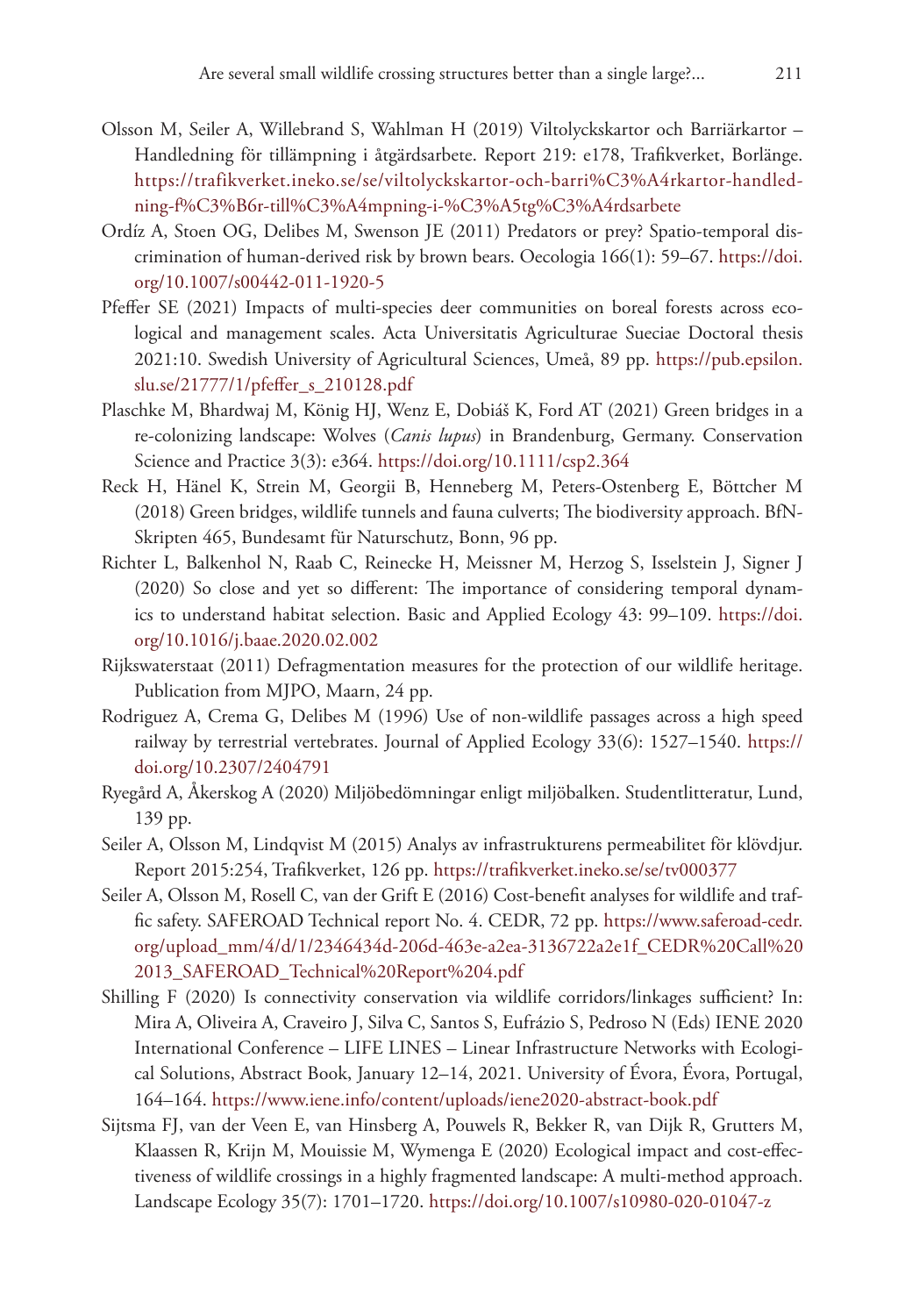Olsson M, Seiler A, Willebrand S, Wahlman H (2019) Viltolyckskartor och Barriärkartor – Handledning för tillämpning i åtgärdsarbete. Report 219: e178, Trafikverket, Borlänge. https://trafikverket.ineko.se/se/viltolyckskartor-och-barri%C3%A4rkartor-handledning-f%C3%B6r-till%C3%A4mpning-i-%C3%A5tg%C3%A4rdsarbete

Ordíz A, Stoen OG, Delibes M, Swenson JE (2011) Predators or prey? Spatio-temporal discrimination of human-derived risk by brown bears. Oecologia 166(1): 59–67. https://doi.org/10.1007/s00442-011-1920-5

Pfeffer SE (2021) Impacts of multi-species deer communities on boreal forests across ecological and management scales. Acta Universitatis Agriculturae Sueciae Doctoral thesis 2021:10. Swedish University of Agricultural Sciences, Umeå, 89 pp. https://pub.epsilon.slu.se/21777/1/pfeffer_s_210128.pdf

Plaschke M, Bhardwaj M, König HJ, Wenz E, Dobiáš K, Ford AT (2021) Green bridges in a re-colonizing landscape: Wolves (*Canis lupus*) in Brandenburg, Germany. Conservation Science and Practice 3(3): e364. https://doi.org/10.1111/csp2.364

Reck H, Hänel K, Strein M, Georgii B, Henneberg M, Peters-Ostenberg E, Böttcher M (2018) Green bridges, wildlife tunnels and fauna culverts; The biodiversity approach. BfN-Skripten 465, Bundesamt für Naturschutz, Bonn, 96 pp.

Richter L, Balkenhol N, Raab C, Reinecke H, Meissner M, Herzog S, Isselstein J, Signer J (2020) So close and yet so different: The importance of considering temporal dynamics to understand habitat selection. Basic and Applied Ecology 43: 99–109. https://doi.org/10.1016/j.baae.2020.02.002

Rijkswaterstaat (2011) Defragmentation measures for the protection of our wildlife heritage. Publication from MJPO, Maarn, 24 pp.

Rodriguez A, Crema G, Delibes M (1996) Use of non-wildlife passages across a high speed railway by terrestrial vertebrates. Journal of Applied Ecology 33(6): 1527–1540. https://doi.org/10.2307/2404791

Ryegård A, Åkerskog A (2020) Miljöbedömningar enligt miljöbalken. Studentlitteratur, Lund, 139 pp.

Seiler A, Olsson M, Lindqvist M (2015) Analys av infrastrukturens permeabilitet för klövdjur. Report 2015:254, Trafikverket, 126 pp. https://trafikverket.ineko.se/se/tv000377

Seiler A, Olsson M, Rosell C, van der Grift E (2016) Cost-benefit analyses for wildlife and traffic safety. SAFEROAD Technical report No. 4. CEDR, 72 pp. https://www.saferoad-cedr.org/upload_mm/4/d/1/2346434d-206d-463e-a2ea-3136722a2e1f_CEDR%20Call%202013_SAFEROAD_Technical%20Report%204.pdf

Shilling F (2020) Is connectivity conservation via wildlife corridors/linkages sufficient? In: Mira A, Oliveira A, Craveiro J, Silva C, Santos S, Eufrázio S, Pedroso N (Eds) IENE 2020 International Conference – LIFE LINES – Linear Infrastructure Networks with Ecological Solutions, Abstract Book, January 12–14, 2021. University of Évora, Évora, Portugal, 164–164. https://www.iene.info/content/uploads/iene2020-abstract-book.pdf

Sijtsma FJ, van der Veen E, van Hinsberg A, Pouwels R, Bekker R, van Dijk R, Grutters M, Klaassen R, Krijn M, Mouissie M, Wymenga E (2020) Ecological impact and cost-effectiveness of wildlife crossings in a highly fragmented landscape: A multi-method approach. Landscape Ecology 35(7): 1701–1720. https://doi.org/10.1007/s10980-020-01047-z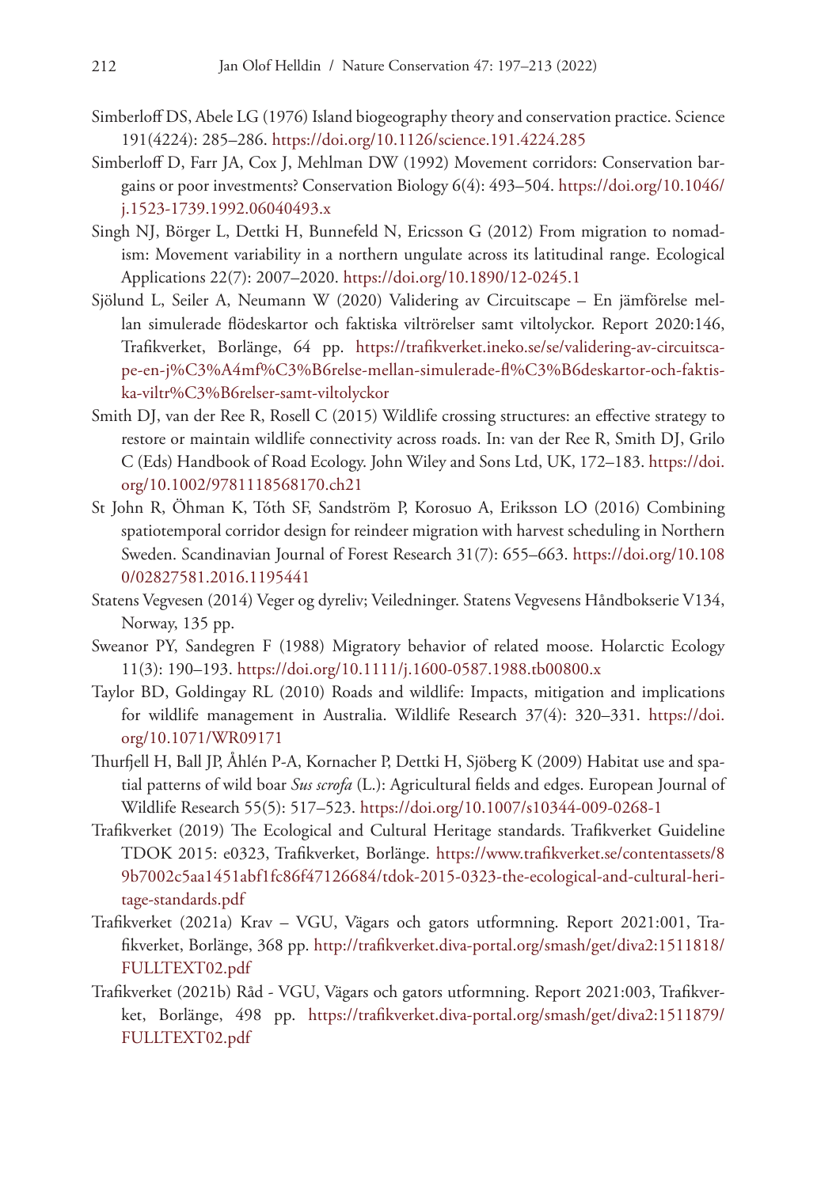Simberloff DS, Abele LG (1976) Island biogeography theory and conservation practice. Science 191(4224): 285–286. https://doi.org/10.1126/science.191.4224.285

Simberloff D, Farr JA, Cox J, Mehlman DW (1992) Movement corridors: Conservation bargains or poor investments? Conservation Biology 6(4): 493–504. https://doi.org/10.1046/j.1523-1739.1992.06040493.x

Singh NJ, Börger L, Dettki H, Bunnefeld N, Ericsson G (2012) From migration to nomadism: Movement variability in a northern ungulate across its latitudinal range. Ecological Applications 22(7): 2007–2020. https://doi.org/10.1890/12-0245.1

Sjölund L, Seiler A, Neumann W (2020) Validering av Circuitscape – En jämförelse mellan simulerade flödeskartor och faktiska viltrörelser samt viltolyckor. Report 2020:146, Trafikverket, Borlänge, 64 pp. https://trafikverket.ineko.se/se/validering-av-circuitscape-en-j%C3%A4mf%C3%B6relse-mellan-simulerade-fl%C3%B6deskartor-och-faktiska-viltr%C3%B6relser-samt-viltolyckor

Smith DJ, van der Ree R, Rosell C (2015) Wildlife crossing structures: an effective strategy to restore or maintain wildlife connectivity across roads. In: van der Ree R, Smith DJ, Grilo C (Eds) Handbook of Road Ecology. John Wiley and Sons Ltd, UK, 172–183. https://doi.org/10.1002/9781118568170.ch21

St John R, Öhman K, Tóth SF, Sandström P, Korosuo A, Eriksson LO (2016) Combining spatiotemporal corridor design for reindeer migration with harvest scheduling in Northern Sweden. Scandinavian Journal of Forest Research 31(7): 655–663. https://doi.org/10.1080/02827581.2016.1195441

Statens Vegvesen (2014) Veger og dyreliv; Veiledninger. Statens Vegvesens Håndbokserie V134, Norway, 135 pp.

Sweanor PY, Sandegren F (1988) Migratory behavior of related moose. Holarctic Ecology 11(3): 190–193. https://doi.org/10.1111/j.1600-0587.1988.tb00800.x

Taylor BD, Goldingay RL (2010) Roads and wildlife: Impacts, mitigation and implications for wildlife management in Australia. Wildlife Research 37(4): 320–331. https://doi.org/10.1071/WR09171

Thurfjell H, Ball JP, Åhlén P-A, Kornacher P, Dettki H, Sjöberg K (2009) Habitat use and spatial patterns of wild boar *Sus scrofa* (L.): Agricultural fields and edges. European Journal of Wildlife Research 55(5): 517–523. https://doi.org/10.1007/s10344-009-0268-1

Trafikverket (2019) The Ecological and Cultural Heritage standards. Trafikverket Guideline TDOK 2015: e0323, Trafikverket, Borlänge. https://www.trafikverket.se/contentassets/89b7002c5aa1451abf1fc86f47126684/tdok-2015-0323-the-ecological-and-cultural-heritage-standards.pdf

Trafikverket (2021a) Krav – VGU, Vägars och gators utformning. Report 2021:001, Trafikverket, Borlänge, 368 pp. http://trafikverket.diva-portal.org/smash/get/diva2:1511818/FULLTEXT02.pdf

Trafikverket (2021b) Råd - VGU, Vägars och gators utformning. Report 2021:003, Trafikverket, Borlänge, 498 pp. https://trafikverket.diva-portal.org/smash/get/diva2:1511879/FULLTEXT02.pdf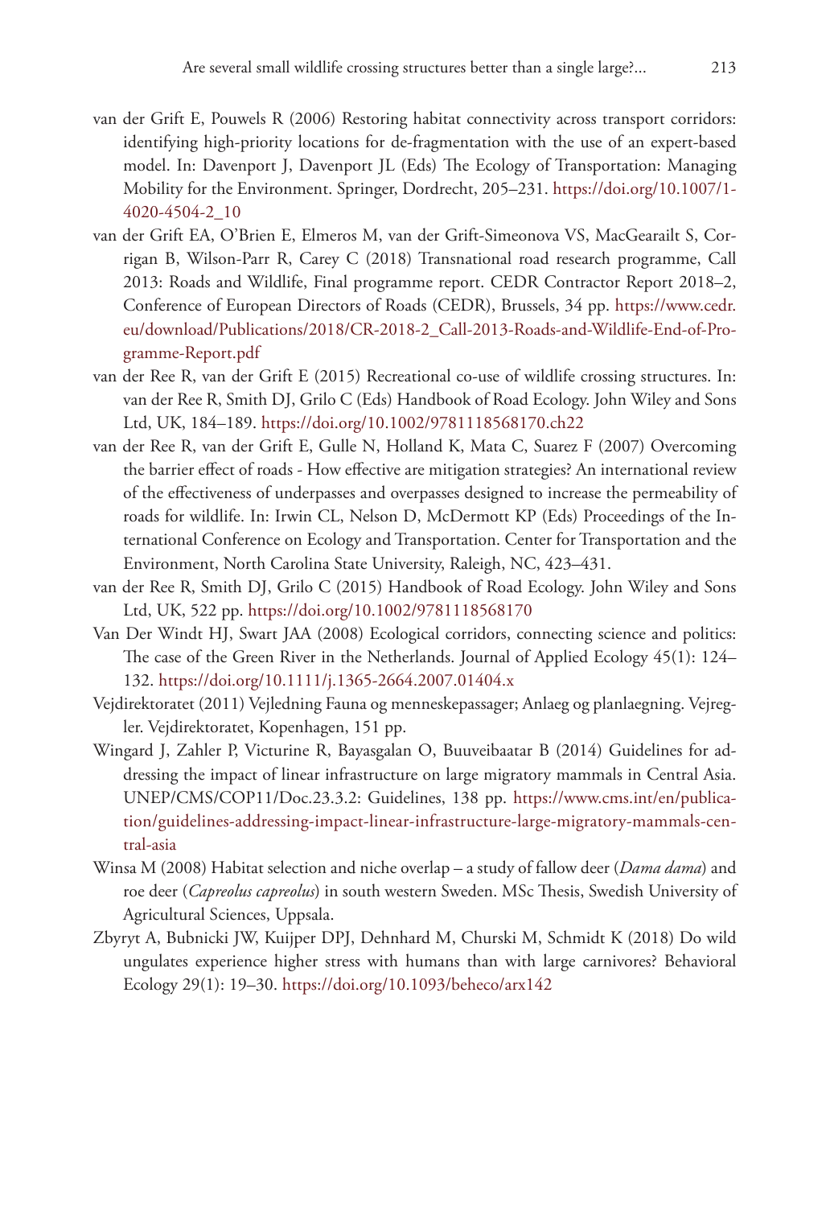van der Grift E, Pouwels R (2006) Restoring habitat connectivity across transport corridors: identifying high-priority locations for de-fragmentation with the use of an expert-based model. In: Davenport J, Davenport JL (Eds) The Ecology of Transportation: Managing Mobility for the Environment. Springer, Dordrecht, 205–231. https://doi.org/10.1007/1-4020-4504-2_10

van der Grift EA, O'Brien E, Elmeros M, van der Grift-Simeonova VS, MacGearailt S, Corrigan B, Wilson-Parr R, Carey C (2018) Transnational road research programme, Call 2013: Roads and Wildlife, Final programme report. CEDR Contractor Report 2018–2, Conference of European Directors of Roads (CEDR), Brussels, 34 pp. https://www.cedr.eu/download/Publications/2018/CR-2018-2_Call-2013-Roads-and-Wildlife-End-of-Programme-Report.pdf

van der Ree R, van der Grift E (2015) Recreational co-use of wildlife crossing structures. In: van der Ree R, Smith DJ, Grilo C (Eds) Handbook of Road Ecology. John Wiley and Sons Ltd, UK, 184–189. https://doi.org/10.1002/9781118568170.ch22

van der Ree R, van der Grift E, Gulle N, Holland K, Mata C, Suarez F (2007) Overcoming the barrier effect of roads - How effective are mitigation strategies? An international review of the effectiveness of underpasses and overpasses designed to increase the permeability of roads for wildlife. In: Irwin CL, Nelson D, McDermott KP (Eds) Proceedings of the International Conference on Ecology and Transportation. Center for Transportation and the Environment, North Carolina State University, Raleigh, NC, 423–431.

van der Ree R, Smith DJ, Grilo C (2015) Handbook of Road Ecology. John Wiley and Sons Ltd, UK, 522 pp. https://doi.org/10.1002/9781118568170

Van Der Windt HJ, Swart JAA (2008) Ecological corridors, connecting science and politics: The case of the Green River in the Netherlands. Journal of Applied Ecology 45(1): 124–132. https://doi.org/10.1111/j.1365-2664.2007.01404.x

Vejdirektoratet (2011) Vejledning Fauna og menneskepassager; Anlaeg og planlaegning. Vejregler. Vejdirektoratet, Kopenhagen, 151 pp.

Wingard J, Zahler P, Victurine R, Bayasgalan O, Buuveibaatar B (2014) Guidelines for addressing the impact of linear infrastructure on large migratory mammals in Central Asia. UNEP/CMS/COP11/Doc.23.3.2: Guidelines, 138 pp. https://www.cms.int/en/publication/guidelines-addressing-impact-linear-infrastructure-large-migratory-mammals-central-asia

Winsa M (2008) Habitat selection and niche overlap – a study of fallow deer (*Dama dama*) and roe deer (*Capreolus capreolus*) in south western Sweden. MSc Thesis, Swedish University of Agricultural Sciences, Uppsala.

Zbyryt A, Bubnicki JW, Kuijper DPJ, Dehnhard M, Churski M, Schmidt K (2018) Do wild ungulates experience higher stress with humans than with large carnivores? Behavioral Ecology 29(1): 19–30. https://doi.org/10.1093/beheco/arx142